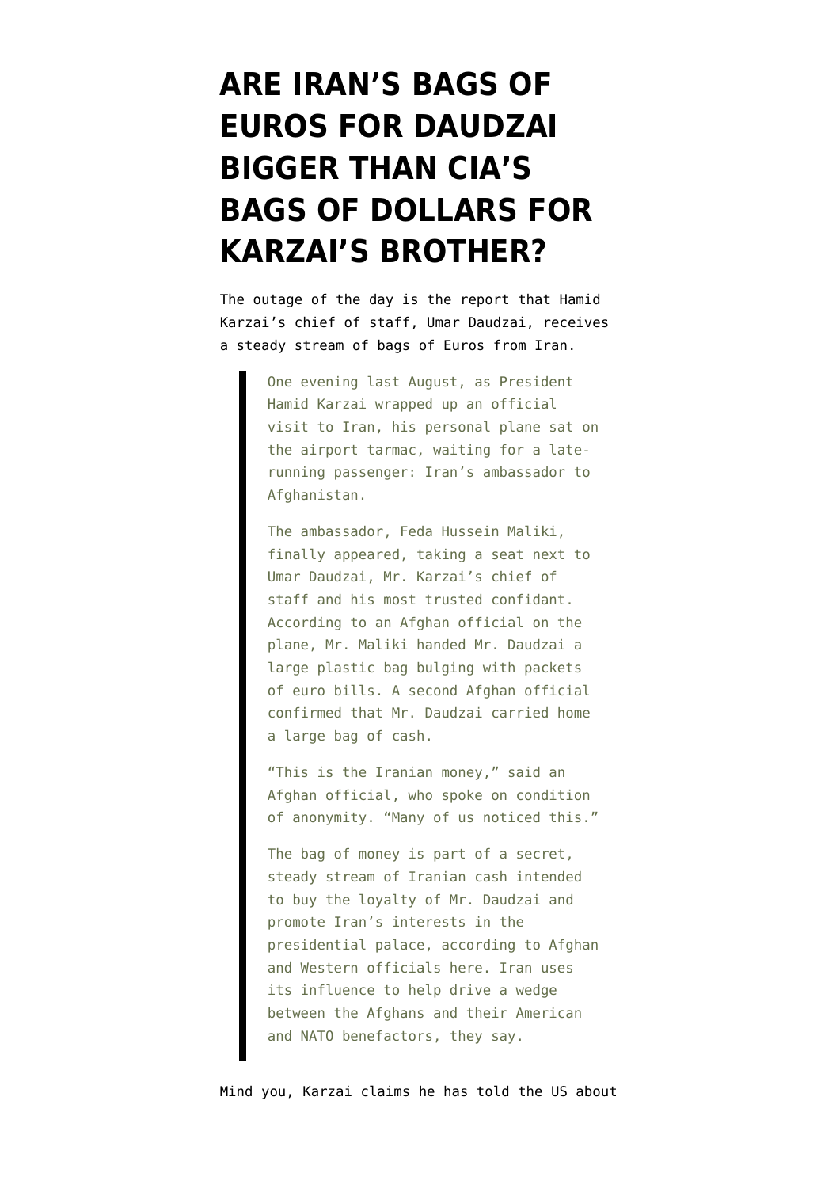# ARE IRAN'S BAGS OF EUROS FOR DAUDZAI BIGGER THAN CIA'S BAGS OF DOLLARS FOR KARZAI'S BROTHER?

The outage of the day is the report that Hamid Karzai's chief of staff, Umar Daudzai, receives a steady stream of bags of Euros from Iran.

> One evening last August, as President Hamid Karzai wrapped up an official visit to Iran, his personal plane sat on the airport tarmac, waiting for a late-running passenger: Iran's ambassador to Afghanistan.
>
> The ambassador, Feda Hussein Maliki, finally appeared, taking a seat next to Umar Daudzai, Mr. Karzai's chief of staff and his most trusted confidant. According to an Afghan official on the plane, Mr. Maliki handed Mr. Daudzai a large plastic bag bulging with packets of euro bills. A second Afghan official confirmed that Mr. Daudzai carried home a large bag of cash.
>
> "This is the Iranian money," said an Afghan official, who spoke on condition of anonymity. "Many of us noticed this."
>
> The bag of money is part of a secret, steady stream of Iranian cash intended to buy the loyalty of Mr. Daudzai and promote Iran's interests in the presidential palace, according to Afghan and Western officials here. Iran uses its influence to help drive a wedge between the Afghans and their American and NATO benefactors, they say.

Mind you, Karzai claims he has told the US about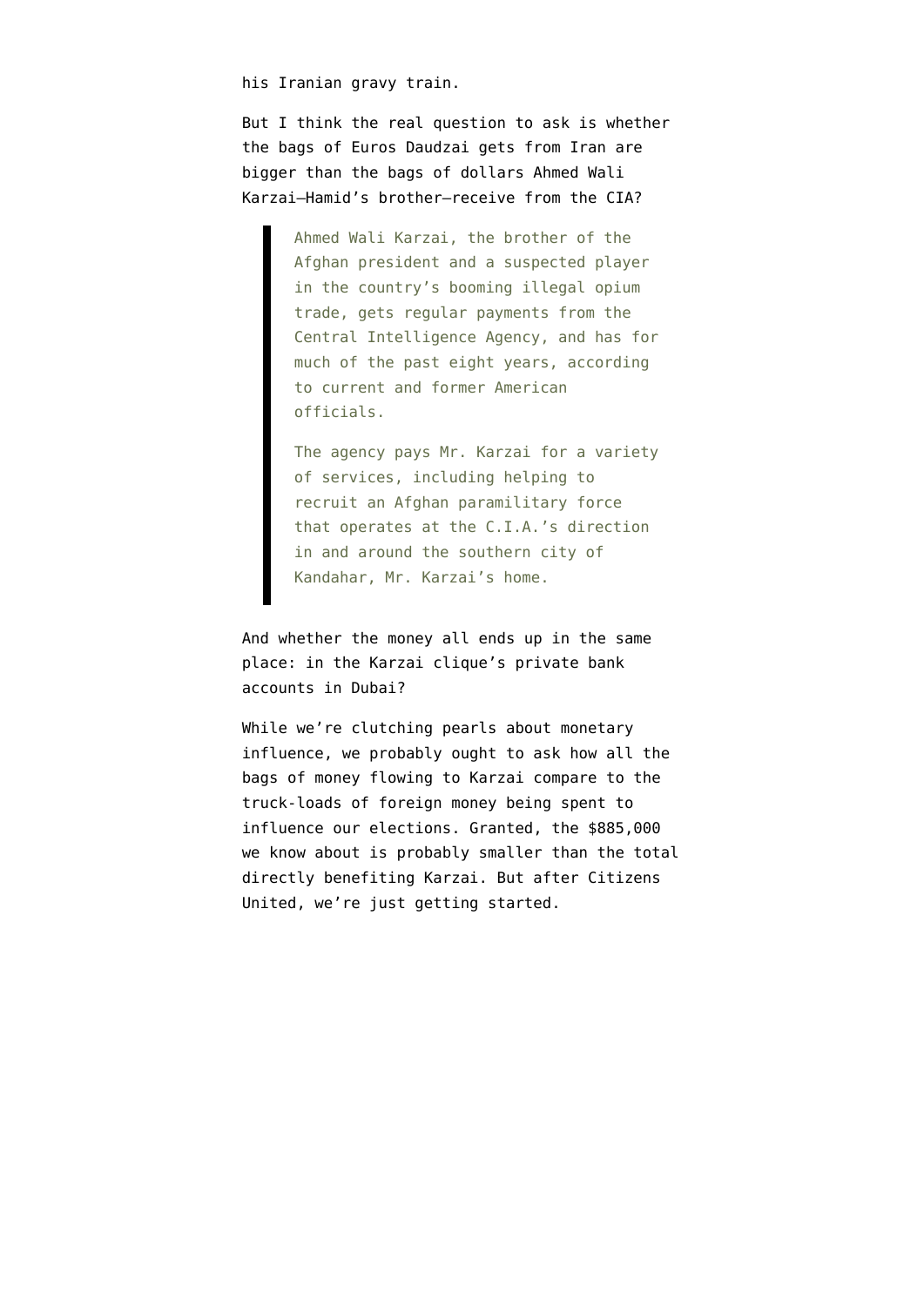his Iranian gravy train.

But I think the real question to ask is whether the bags of Euros Daudzai gets from Iran are bigger than the bags of dollars Ahmed Wali Karzai–Hamid's brother–receive from the CIA?

> Ahmed Wali Karzai, the brother of the Afghan president and a suspected player in the country's booming illegal opium trade, gets regular payments from the Central Intelligence Agency, and has for much of the past eight years, according to current and former American officials.
>
> The agency pays Mr. Karzai for a variety of services, including helping to recruit an Afghan paramilitary force that operates at the C.I.A.'s direction in and around the southern city of Kandahar, Mr. Karzai's home.

And whether the money all ends up in the same place: in the Karzai clique's private bank accounts in Dubai?

While we're clutching pearls about monetary influence, we probably ought to ask how all the bags of money flowing to Karzai compare to the truck-loads of foreign money being spent to influence our elections. Granted, the $885,000 we know about is probably smaller than the total directly benefiting Karzai. But after Citizens United, we're just getting started.